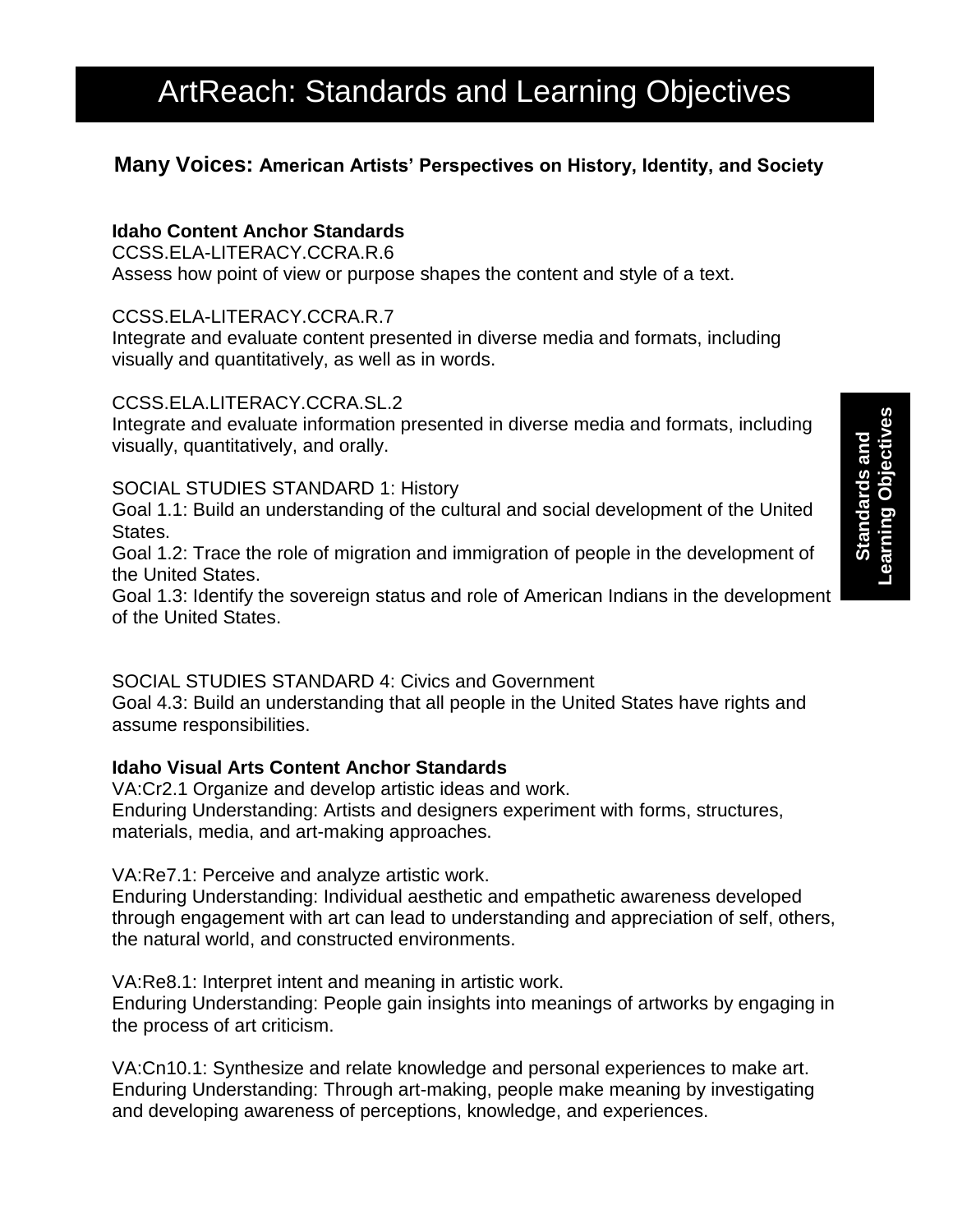# ArtReach: Standards and Learning Objectives

## **Many Voices:** American Artists' Perspectives on History, Identity, and Society

**Idaho Content Anchor Standards**

CCSS.ELA-LITERACY.CCRA.R.6
Assess how point of view or purpose shapes the content and style of a text.

CCSS.ELA-LITERACY.CCRA.R.7
Integrate and evaluate content presented in diverse media and formats, including visually and quantitatively, as well as in words.

CCSS.ELA.LITERACY.CCRA.SL.2
Integrate and evaluate information presented in diverse media and formats, including visually, quantitatively, and orally.

SOCIAL STUDIES STANDARD 1: History
Goal 1.1: Build an understanding of the cultural and social development of the United States.
Goal 1.2: Trace the role of migration and immigration of people in the development of the United States.
Goal 1.3: Identify the sovereign status and role of American Indians in the development of the United States.

SOCIAL STUDIES STANDARD 4: Civics and Government
Goal 4.3: Build an understanding that all people in the United States have rights and assume responsibilities.

**Idaho Visual Arts Content Anchor Standards**

VA:Cr2.1 Organize and develop artistic ideas and work.
Enduring Understanding: Artists and designers experiment with forms, structures, materials, media, and art-making approaches.

VA:Re7.1: Perceive and analyze artistic work.
Enduring Understanding: Individual aesthetic and empathetic awareness developed through engagement with art can lead to understanding and appreciation of self, others, the natural world, and constructed environments.

VA:Re8.1: Interpret intent and meaning in artistic work.
Enduring Understanding: People gain insights into meanings of artworks by engaging in the process of art criticism.

VA:Cn10.1: Synthesize and relate knowledge and personal experiences to make art.
Enduring Understanding: Through art-making, people make meaning by investigating and developing awareness of perceptions, knowledge, and experiences.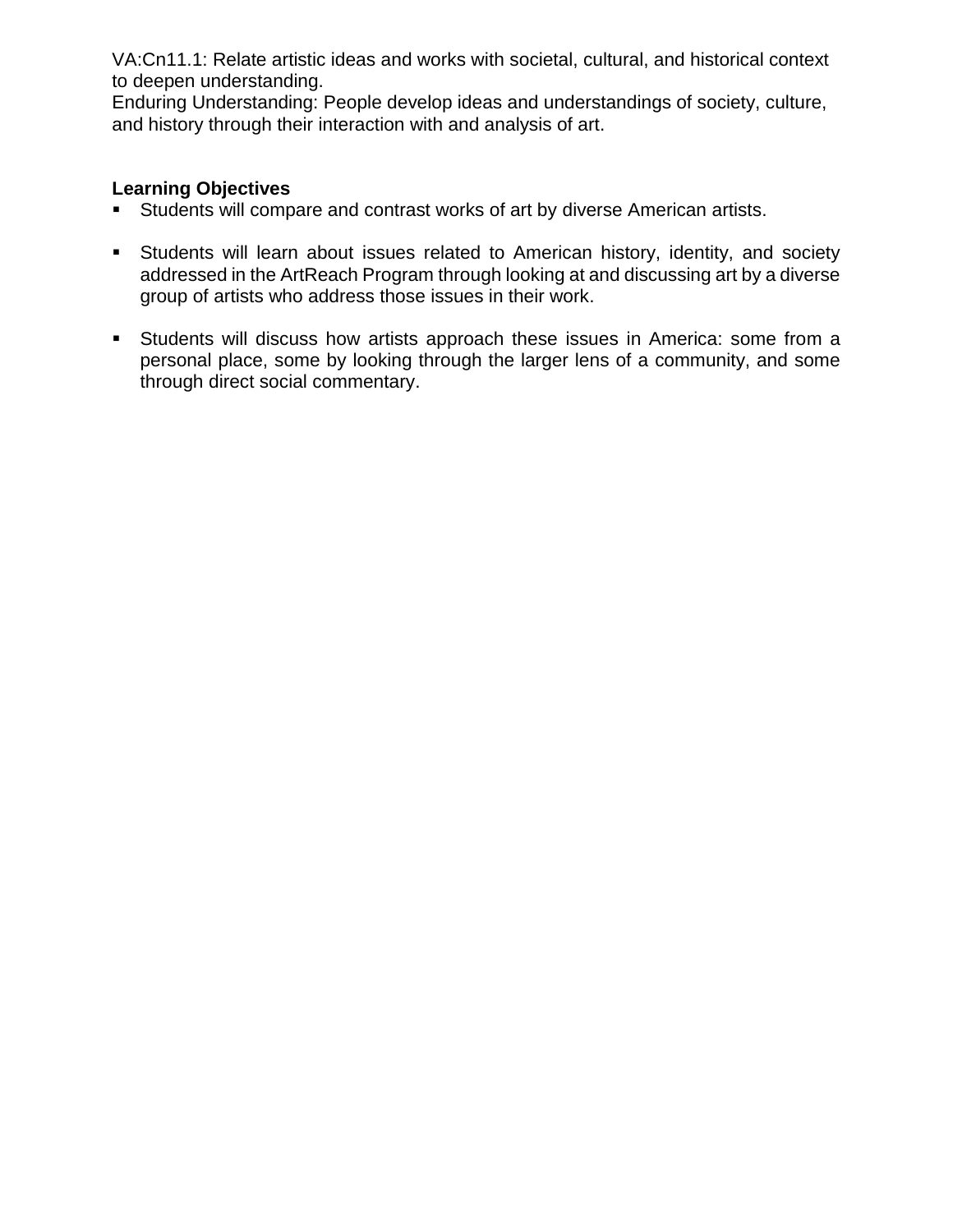VA:Cn11.1: Relate artistic ideas and works with societal, cultural, and historical context to deepen understanding.
Enduring Understanding: People develop ideas and understandings of society, culture, and history through their interaction with and analysis of art.

**Learning Objectives**

- Students will compare and contrast works of art by diverse American artists.
- Students will learn about issues related to American history, identity, and society addressed in the ArtReach Program through looking at and discussing art by a diverse group of artists who address those issues in their work.
- Students will discuss how artists approach these issues in America: some from a personal place, some by looking through the larger lens of a community, and some through direct social commentary.